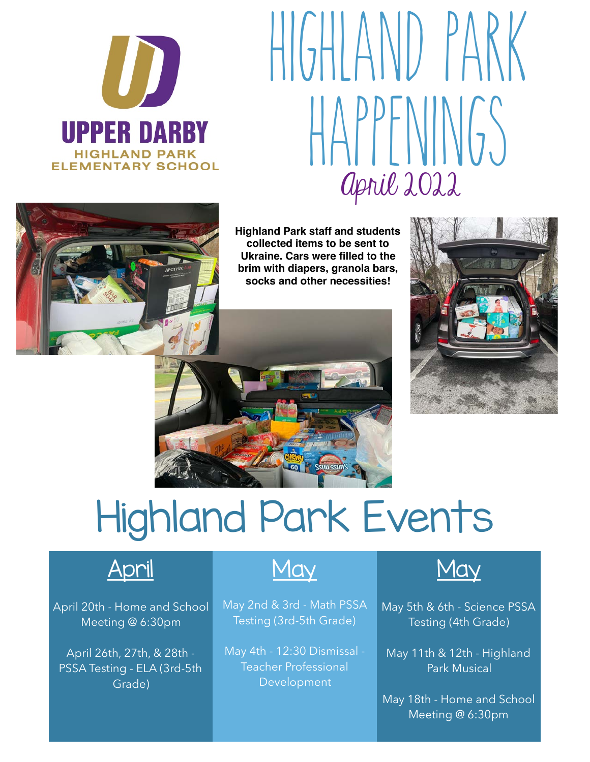UPPER DARBY
HIGHLAND PARK
ELEMENTARY SCHOOL

# HIGHLAND PARK HAPPENINGS

## April 2022

**Highland Park staff and students collected items to be sent to Ukraine. Cars were filled to the brim with diapers, granola bars, socks and other necessities!**

# Highland Park Events

| April | May | May |
|---|---|---|
| April 20th - Home and School Meeting @ 6:30pm | May 2nd & 3rd - Math PSSA Testing (3rd-5th Grade) | May 5th & 6th - Science PSSA Testing (4th Grade) |
| April 26th, 27th, & 28th - PSSA Testing - ELA (3rd-5th Grade) | May 4th - 12:30 Dismissal - Teacher Professional Development | May 11th & 12th - Highland Park Musical |
| | | May 18th - Home and School Meeting @ 6:30pm |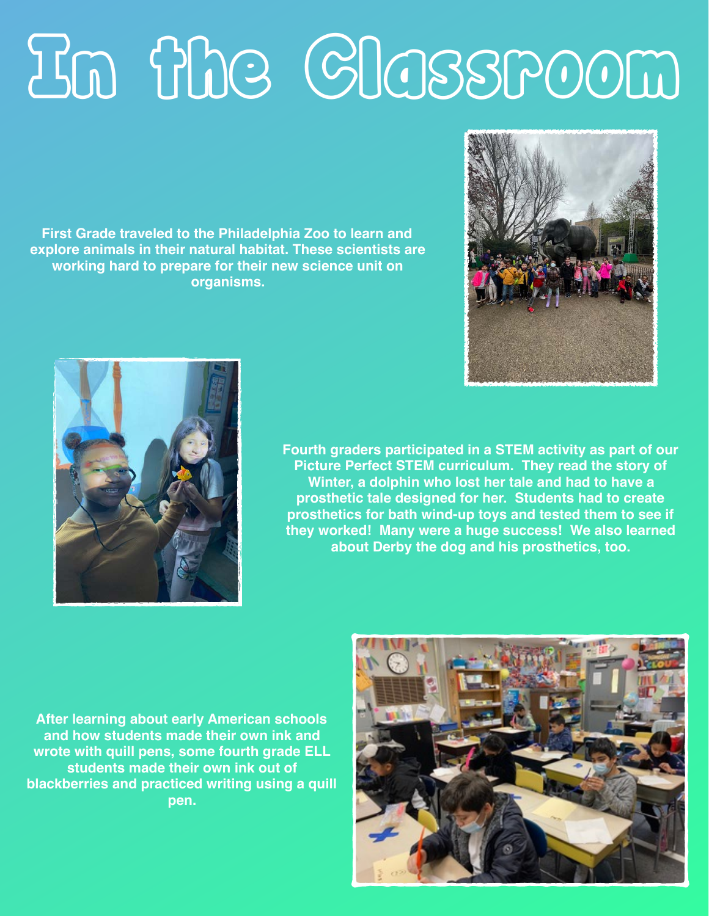# In the Classroom

**First Grade traveled to the Philadelphia Zoo to learn and explore animals in their natural habitat. These scientists are working hard to prepare for their new science unit on organisms.**

**Fourth graders participated in a STEM activity as part of our Picture Perfect STEM curriculum. They read the story of Winter, a dolphin who lost her tale and had to have a prosthetic tale designed for her. Students had to create prosthetics for bath wind-up toys and tested them to see if they worked! Many were a huge success! We also learned about Derby the dog and his prosthetics, too.**

**After learning about early American schools and how students made their own ink and wrote with quill pens, some fourth grade ELL students made their own ink out of blackberries and practiced writing using a quill pen.**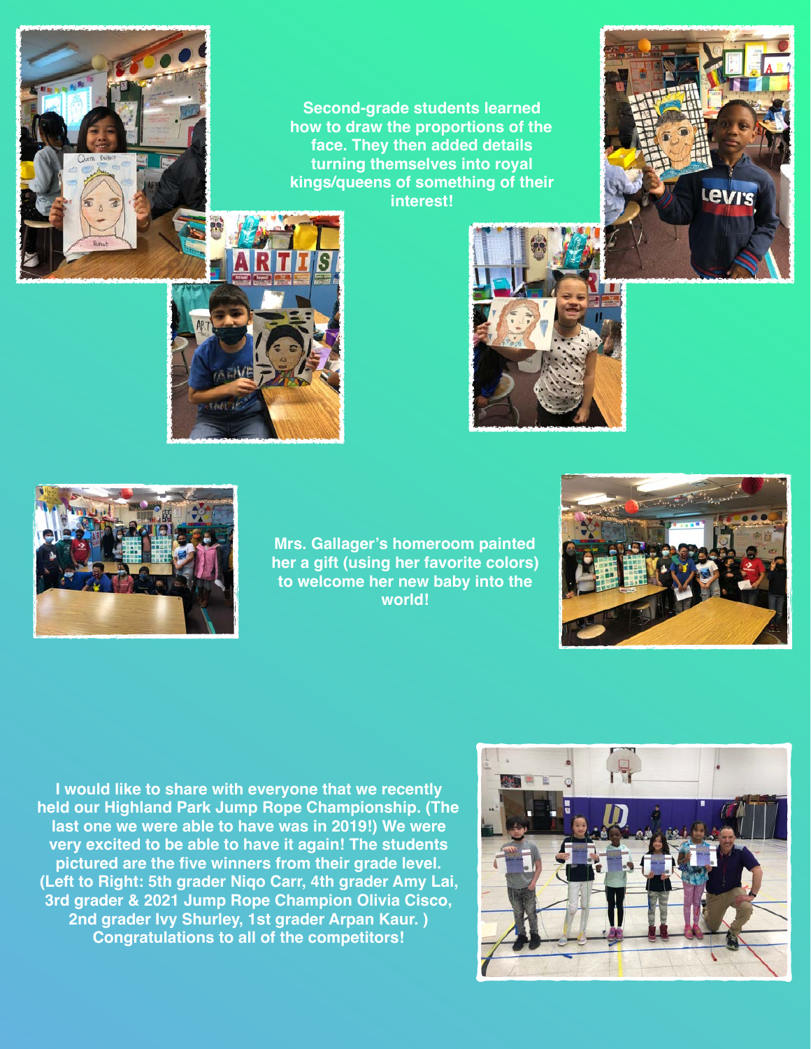**Second-grade students learned how to draw the proportions of the face. They then added details turning themselves into royal kings/queens of something of their interest!**

**Mrs. Gallager's homeroom painted her a gift (using her favorite colors) to welcome her new baby into the world!**

**I would like to share with everyone that we recently held our Highland Park Jump Rope Championship. (The last one we were able to have was in 2019!) We were very excited to be able to have it again! The students pictured are the five winners from their grade level. (Left to Right: 5th grader Niqo Carr, 4th grader Amy Lai, 3rd grader & 2021 Jump Rope Champion Olivia Cisco, 2nd grader Ivy Shurley, 1st grader Arpan Kaur. ) Congratulations to all of the competitors!**